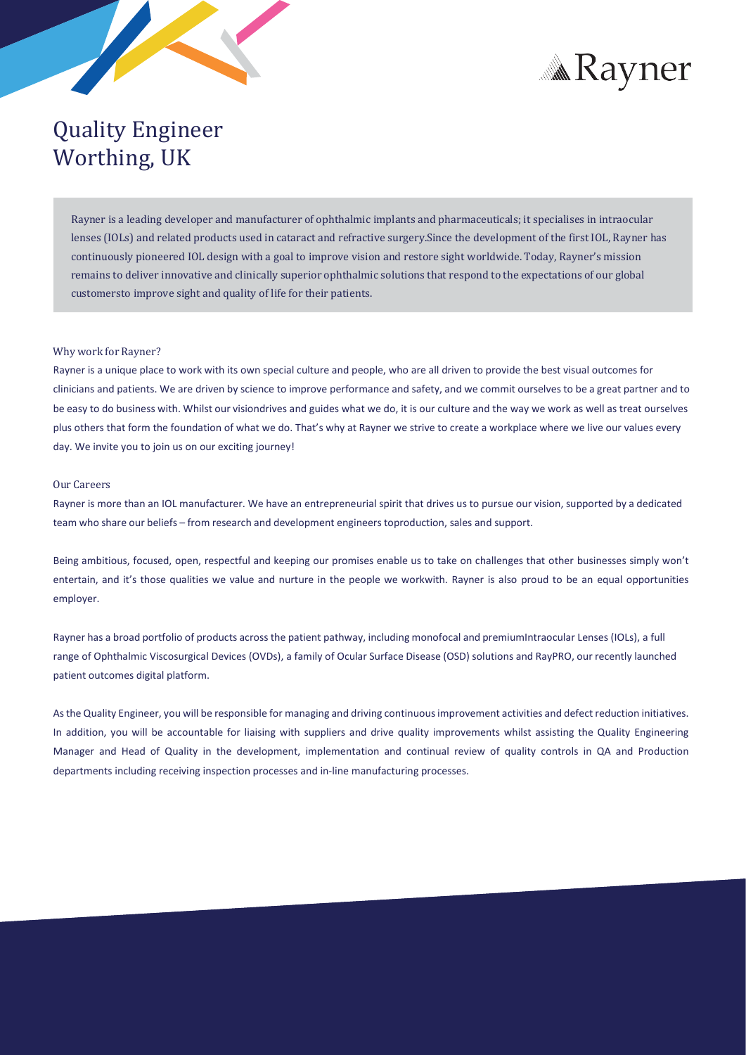Rayner

# Quality Engineer
# Worthing, UK

Rayner is a leading developer and manufacturer of ophthalmic implants and pharmaceuticals; it specialises in intraocular lenses (IOLs) and related products used in cataract and refractive surgery.Since the development of the first IOL, Rayner has continuously pioneered IOL design with a goal to improve vision and restore sight worldwide. Today, Rayner's mission remains to deliver innovative and clinically superior ophthalmic solutions that respond to the expectations of our global customersto improve sight and quality of life for their patients.

## Why work for Rayner?

Rayner is a unique place to work with its own special culture and people, who are all driven to provide the best visual outcomes for clinicians and patients. We are driven by science to improve performance and safety, and we commit ourselves to be a great partner and to be easy to do business with. Whilst our visiondrives and guides what we do, it is our culture and the way we work as well as treat ourselves plus others that form the foundation of what we do. That's why at Rayner we strive to create a workplace where we live our values every day. We invite you to join us on our exciting journey!

## Our Careers

Rayner is more than an IOL manufacturer. We have an entrepreneurial spirit that drives us to pursue our vision, supported by a dedicated team who share our beliefs – from research and development engineers toproduction, sales and support.

Being ambitious, focused, open, respectful and keeping our promises enable us to take on challenges that other businesses simply won't entertain, and it's those qualities we value and nurture in the people we workwith. Rayner is also proud to be an equal opportunities employer.

Rayner has a broad portfolio of products across the patient pathway, including monofocal and premiumIntraocular Lenses (IOLs), a full range of Ophthalmic Viscosurgical Devices (OVDs), a family of Ocular Surface Disease (OSD) solutions and RayPRO, our recently launched patient outcomes digital platform.

As the Quality Engineer, you will be responsible for managing and driving continuous improvement activities and defect reduction initiatives. In addition, you will be accountable for liaising with suppliers and drive quality improvements whilst assisting the Quality Engineering Manager and Head of Quality in the development, implementation and continual review of quality controls in QA and Production departments including receiving inspection processes and in-line manufacturing processes.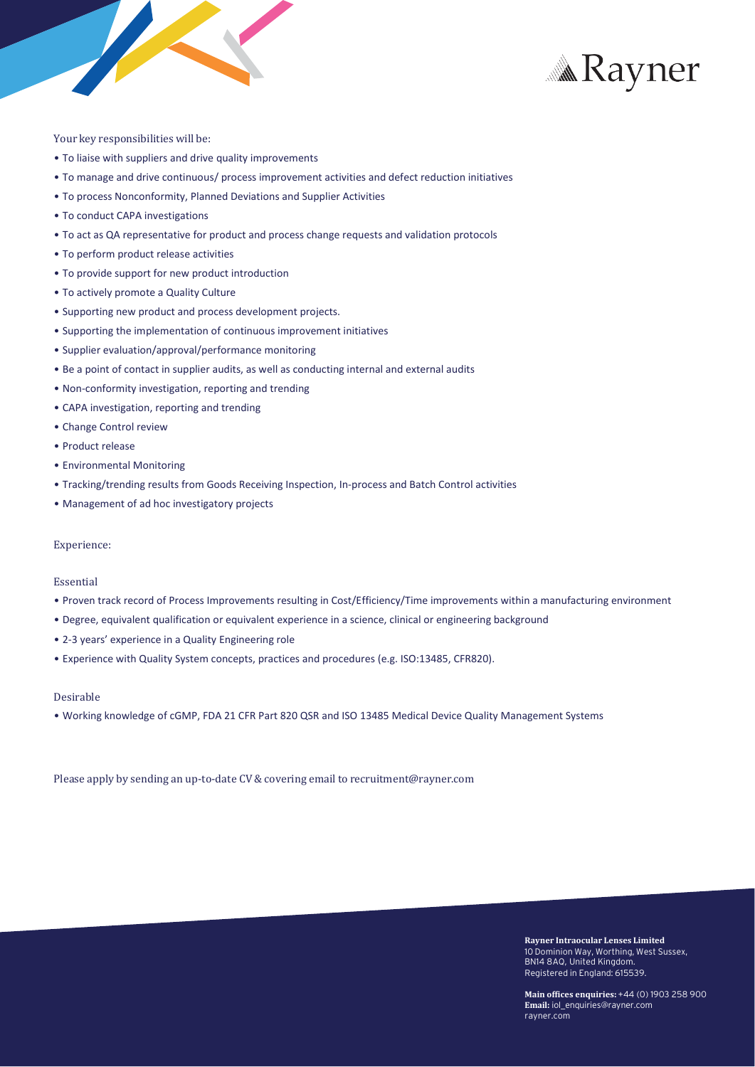Your key responsibilities will be:

- To liaise with suppliers and drive quality improvements
- To manage and drive continuous/ process improvement activities and defect reduction initiatives
- To process Nonconformity, Planned Deviations and Supplier Activities
- To conduct CAPA investigations
- To act as QA representative for product and process change requests and validation protocols
- To perform product release activities
- To provide support for new product introduction
- To actively promote a Quality Culture
- Supporting new product and process development projects.
- Supporting the implementation of continuous improvement initiatives
- Supplier evaluation/approval/performance monitoring
- Be a point of contact in supplier audits, as well as conducting internal and external audits
- Non-conformity investigation, reporting and trending
- CAPA investigation, reporting and trending
- Change Control review
- Product release
- Environmental Monitoring
- Tracking/trending results from Goods Receiving Inspection, In-process and Batch Control activities
- Management of ad hoc investigatory projects

Experience:

Essential

- Proven track record of Process Improvements resulting in Cost/Efficiency/Time improvements within a manufacturing environment
- Degree, equivalent qualification or equivalent experience in a science, clinical or engineering background
- 2-3 years' experience in a Quality Engineering role
- Experience with Quality System concepts, practices and procedures (e.g. ISO:13485, CFR820).

Desirable

- Working knowledge of cGMP, FDA 21 CFR Part 820 QSR and ISO 13485 Medical Device Quality Management Systems

Please apply by sending an up-to-date CV & covering email to recruitment@rayner.com

**Rayner Intraocular Lenses Limited**
10 Dominion Way, Worthing, West Sussex,
BN14 8AQ, United Kingdom.
Registered in England: 615539.

**Main offices enquiries:** +44 (0) 1903 258 900
**Email:** iol_enquiries@rayner.com
rayner.com